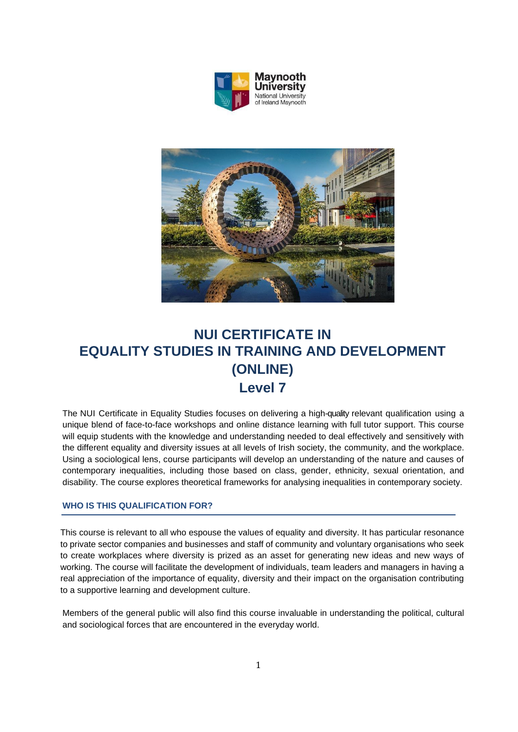# NUI CERTIFICATE IN EQUALITY STUDIES IN TRAINING AND DEVELOPMENT (ONLINE)

## Level 7

The NUI Certificate in Equality Studies focuses on delivering a high-quality relevant qualification using a unique blend of face-to-face workshops and online distance learning with full tutor support. This course will equip students with the knowledge and understanding needed to deal effectively and sensitively with the different equality and diversity issues at all levels of Irish society, the community, and the workplace. Using a sociological lens, course participants will develop an understanding of the nature and causes of contemporary inequalities, including those based on class, gender, ethnicity, sexual orientation, and disability. The course explores theoretical frameworks for analysing inequalities in contemporary society.

### WHO IS THIS QUALIFICATION FOR?

This course is relevant to all who espouse the values of equality and diversity. It has particular resonance to private sector companies and businesses and staff of community and voluntary organisations who seek to create workplaces where diversity is prized as an asset for generating new ideas and new ways of working. The course will facilitate the development of individuals, team leaders and managers in having a real appreciation of the importance of equality, diversity and their impact on the organisation contributing to a supportive learning and development culture.

Members of the general public will also find this course invaluable in understanding the political, cultural and sociological forces that are encountered in the everyday world.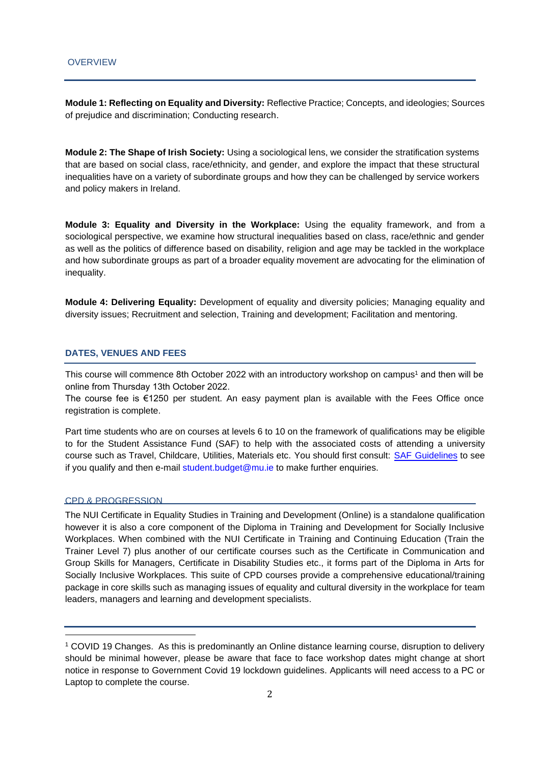## OVERVIEW

**Module 1: Reflecting on Equality and Diversity:** Reflective Practice; Concepts, and ideologies; Sources of prejudice and discrimination; Conducting research.

**Module 2: The Shape of Irish Society:** Using a sociological lens, we consider the stratification systems that are based on social class, race/ethnicity, and gender, and explore the impact that these structural inequalities have on a variety of subordinate groups and how they can be challenged by service workers and policy makers in Ireland.

**Module 3: Equality and Diversity in the Workplace:** Using the equality framework, and from a sociological perspective, we examine how structural inequalities based on class, race/ethnic and gender as well as the politics of difference based on disability, religion and age may be tackled in the workplace and how subordinate groups as part of a broader equality movement are advocating for the elimination of inequality.

**Module 4: Delivering Equality:** Development of equality and diversity policies; Managing equality and diversity issues; Recruitment and selection, Training and development; Facilitation and mentoring.

## DATES, VENUES AND FEES

This course will commence 8th October 2022 with an introductory workshop on campus[1] and then will be online from Thursday 13th October 2022.
The course fee is €1250 per student. An easy payment plan is available with the Fees Office once registration is complete.

Part time students who are on courses at levels 6 to 10 on the framework of qualifications may be eligible to for the Student Assistance Fund (SAF) to help with the associated costs of attending a university course such as Travel, Childcare, Utilities, Materials etc. You should first consult: SAF Guidelines to see if you qualify and then e-mail student.budget@mu.ie to make further enquiries.

## CPD & PROGRESSION

The NUI Certificate in Equality Studies in Training and Development (Online) is a standalone qualification however it is also a core component of the Diploma in Training and Development for Socially Inclusive Workplaces. When combined with the NUI Certificate in Training and Continuing Education (Train the Trainer Level 7) plus another of our certificate courses such as the Certificate in Communication and Group Skills for Managers, Certificate in Disability Studies etc., it forms part of the Diploma in Arts for Socially Inclusive Workplaces. This suite of CPD courses provide a comprehensive educational/training package in core skills such as managing issues of equality and cultural diversity in the workplace for team leaders, managers and learning and development specialists.

[1] COVID 19 Changes. As this is predominantly an Online distance learning course, disruption to delivery should be minimal however, please be aware that face to face workshop dates might change at short notice in response to Government Covid 19 lockdown guidelines. Applicants will need access to a PC or Laptop to complete the course.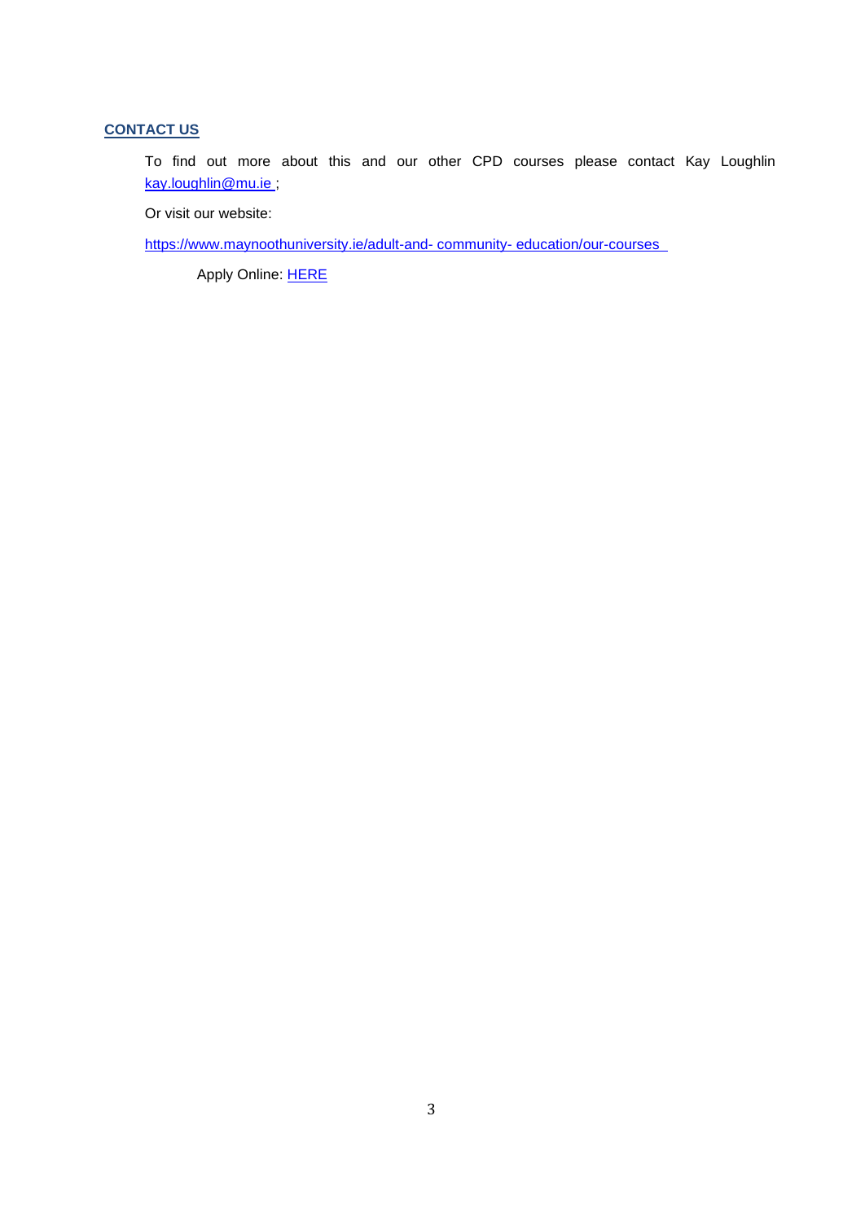## CONTACT US

To find out more about this and our other CPD courses please contact Kay Loughlin kay.loughlin@mu.ie ;

Or visit our website:

https://www.maynoothuniversity.ie/adult-and- community- education/our-courses

Apply Online: HERE